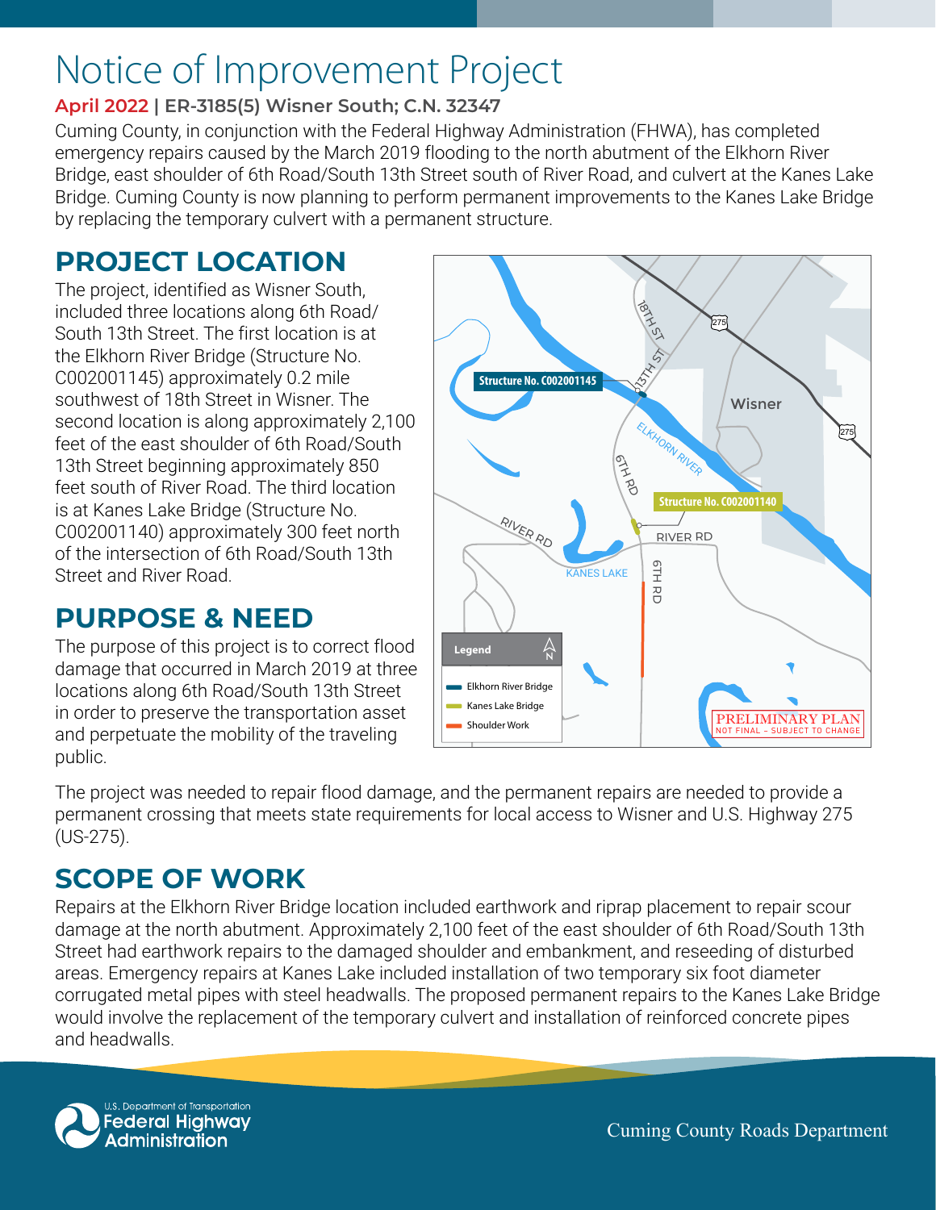# Notice of Improvement Project

**April 2022 | ER-3185(5) Wisner South; C.N. 32347**

Cuming County, in conjunction with the Federal Highway Administration (FHWA), has completed emergency repairs caused by the March 2019 flooding to the north abutment of the Elkhorn River Bridge, east shoulder of 6th Road/South 13th Street south of River Road, and culvert at the Kanes Lake Bridge. Cuming County is now planning to perform permanent improvements to the Kanes Lake Bridge by replacing the temporary culvert with a permanent structure.

## PROJECT LOCATION

The project, identified as Wisner South, included three locations along 6th Road/South 13th Street. The first location is at the Elkhorn River Bridge (Structure No. C002001145) approximately 0.2 mile southwest of 18th Street in Wisner. The second location is along approximately 2,100 feet of the east shoulder of 6th Road/South 13th Street beginning approximately 850 feet south of River Road. The third location is at Kanes Lake Bridge (Structure No. C002001140) approximately 300 feet north of the intersection of 6th Road/South 13th Street and River Road.

Structure No. C002001145
Structure No. C002001140
18TH ST
13TH ST
275
Wisner
ELKHORN RIVER
6TH RD
RIVER RD
KANES LAKE
Legend
Elkhorn River Bridge
Kanes Lake Bridge
Shoulder Work
PRELIMINARY PLAN
NOT FINAL – SUBJECT TO CHANGE

## PURPOSE & NEED

The purpose of this project is to correct flood damage that occurred in March 2019 at three locations along 6th Road/South 13th Street in order to preserve the transportation asset and perpetuate the mobility of the traveling public.

The project was needed to repair flood damage, and the permanent repairs are needed to provide a permanent crossing that meets state requirements for local access to Wisner and U.S. Highway 275 (US-275).

## SCOPE OF WORK

Repairs at the Elkhorn River Bridge location included earthwork and riprap placement to repair scour damage at the north abutment. Approximately 2,100 feet of the east shoulder of 6th Road/South 13th Street had earthwork repairs to the damaged shoulder and embankment, and reseeding of disturbed areas. Emergency repairs at Kanes Lake included installation of two temporary six foot diameter corrugated metal pipes with steel headwalls. The proposed permanent repairs to the Kanes Lake Bridge would involve the replacement of the temporary culvert and installation of reinforced concrete pipes and headwalls.

U.S. Department of Transportation
Federal Highway Administration

Cuming County Roads Department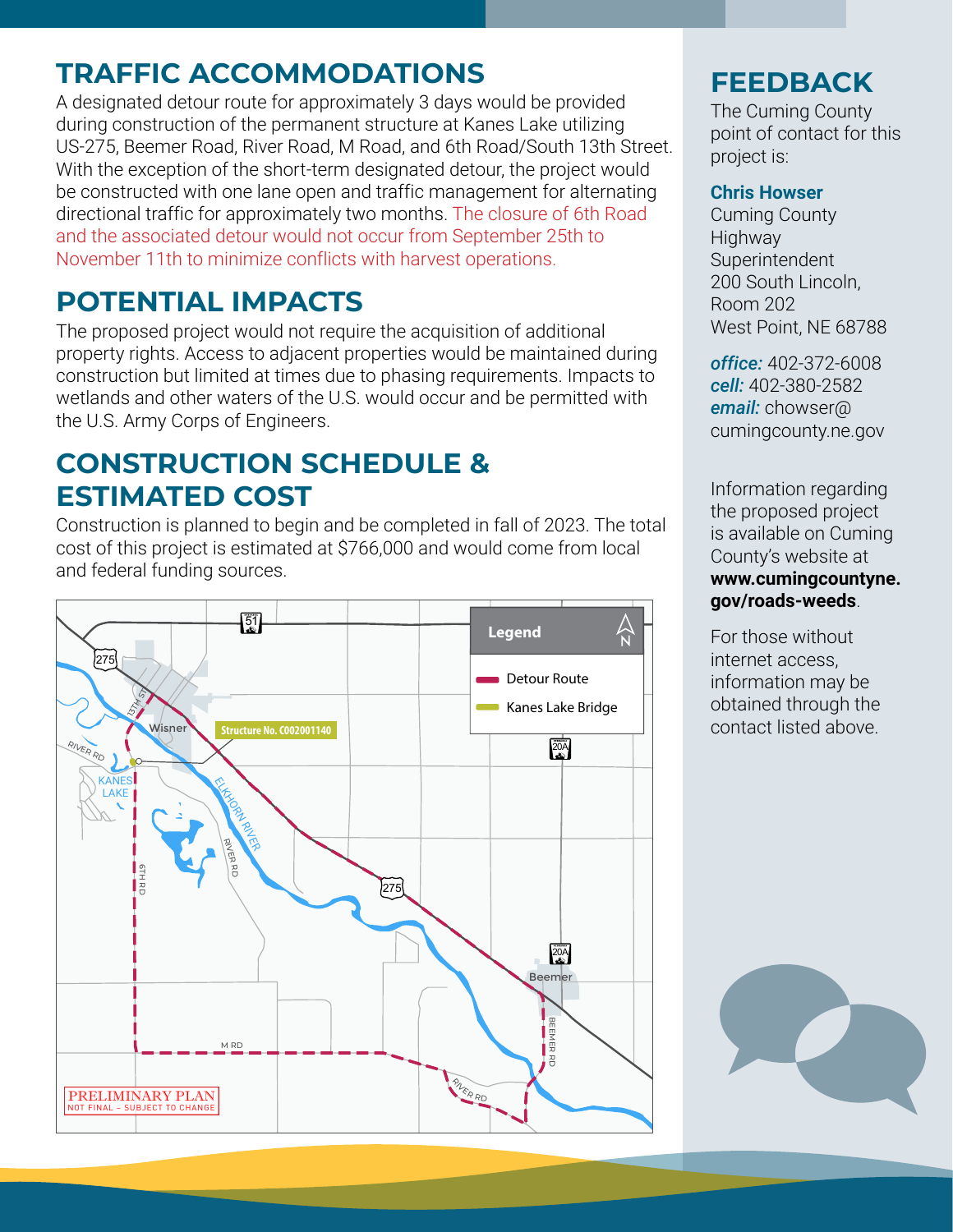## TRAFFIC ACCOMMODATIONS

A designated detour route for approximately 3 days would be provided during construction of the permanent structure at Kanes Lake utilizing US-275, Beemer Road, River Road, M Road, and 6th Road/South 13th Street. With the exception of the short-term designated detour, the project would be constructed with one lane open and traffic management for alternating directional traffic for approximately two months. The closure of 6th Road and the associated detour would not occur from September 25th to November 11th to minimize conflicts with harvest operations.

## POTENTIAL IMPACTS

The proposed project would not require the acquisition of additional property rights. Access to adjacent properties would be maintained during construction but limited at times due to phasing requirements. Impacts to wetlands and other waters of the U.S. would occur and be permitted with the U.S. Army Corps of Engineers.

## CONSTRUCTION SCHEDULE & ESTIMATED COST

Construction is planned to begin and be completed in fall of 2023. The total cost of this project is estimated at $766,000 and would come from local and federal funding sources.

Legend

Detour Route

Kanes Lake Bridge

Structure No. C002001140

Wisner

Beemer

KANES LAKE

ELKHORN RIVER

RIVER RD

13TH ST

6TH RD

M RD

BEEMER RD

275

51

20A

PRELIMINARY PLAN
NOT FINAL – SUBJECT TO CHANGE

## FEEDBACK

The Cuming County point of contact for this project is:

**Chris Howser**
Cuming County Highway Superintendent
200 South Lincoln, Room 202
West Point, NE 68788

***office:*** 402-372-6008
***cell:*** 402-380-2582
***email:*** chowser@cumingcounty.ne.gov

Information regarding the proposed project is available on Cuming County's website at **www.cumingcountyne.gov/roads-weeds**.

For those without internet access, information may be obtained through the contact listed above.